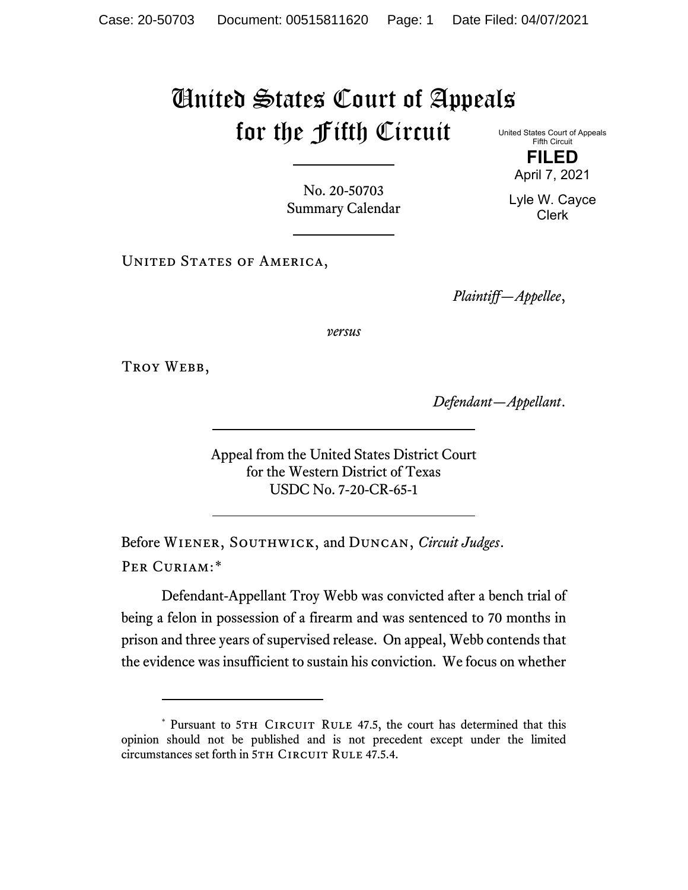# United States Court of Appeals for the Fifth Circuit

United States Court of Appeals
Fifth Circuit

**FILED**

April 7, 2021

Lyle W. Cayce
Clerk

No. 20-50703
Summary Calendar

United States of America,

*Plaintiff—Appellee*,

*versus*

Troy Webb,

*Defendant—Appellant*.

Appeal from the United States District Court
for the Western District of Texas
USDC No. 7-20-CR-65-1

Before Wiener, Southwick, and Duncan, *Circuit Judges*.

Per Curiam:*

Defendant-Appellant Troy Webb was convicted after a bench trial of being a felon in possession of a firearm and was sentenced to 70 months in prison and three years of supervised release. On appeal, Webb contends that the evidence was insufficient to sustain his conviction. We focus on whether

---

\* Pursuant to 5th Circuit Rule 47.5, the court has determined that this opinion should not be published and is not precedent except under the limited circumstances set forth in 5th Circuit Rule 47.5.4.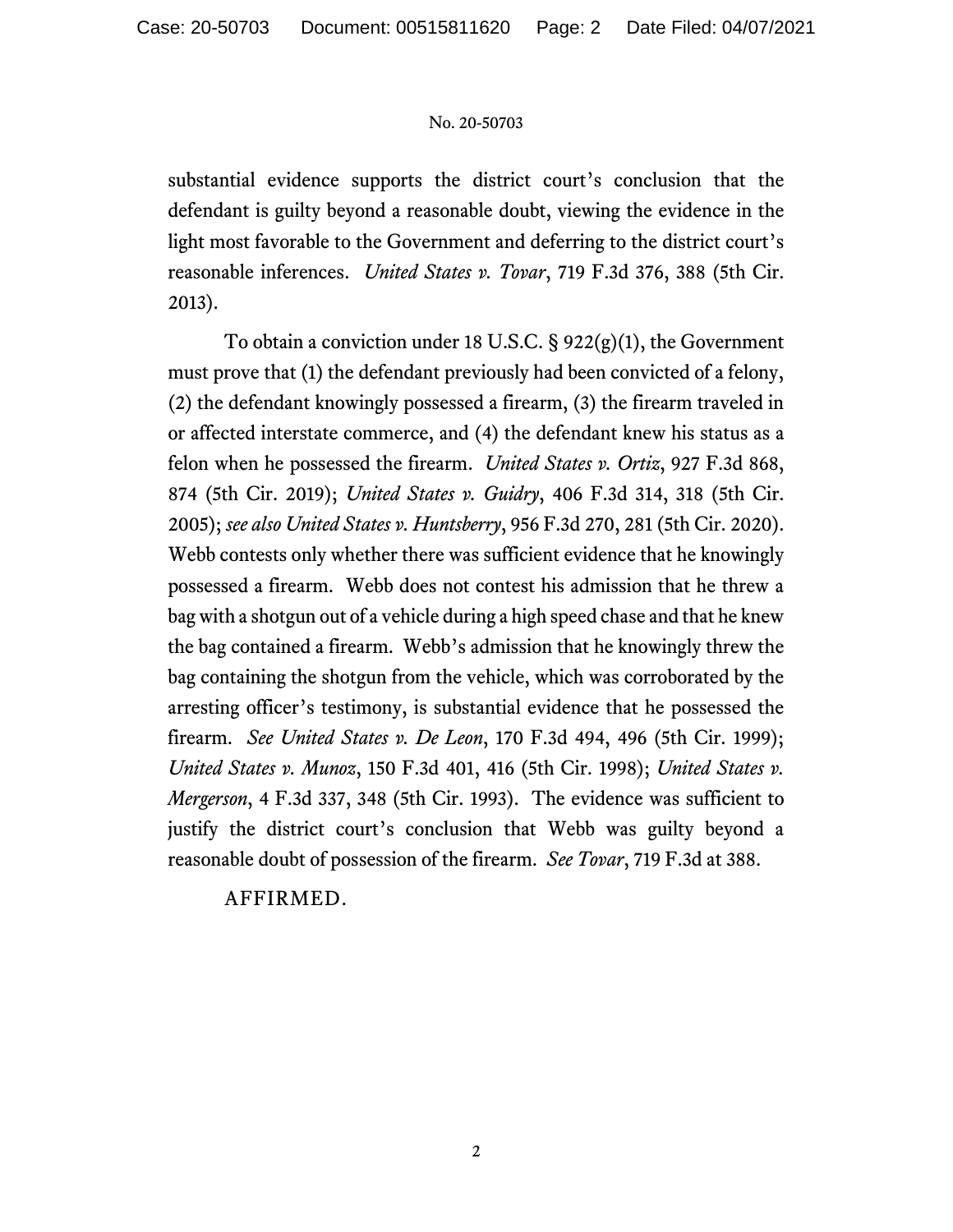substantial evidence supports the district court's conclusion that the defendant is guilty beyond a reasonable doubt, viewing the evidence in the light most favorable to the Government and deferring to the district court's reasonable inferences. *United States v. Tovar*, 719 F.3d 376, 388 (5th Cir. 2013).

To obtain a conviction under 18 U.S.C. § 922(g)(1), the Government must prove that (1) the defendant previously had been convicted of a felony, (2) the defendant knowingly possessed a firearm, (3) the firearm traveled in or affected interstate commerce, and (4) the defendant knew his status as a felon when he possessed the firearm. *United States v. Ortiz*, 927 F.3d 868, 874 (5th Cir. 2019); *United States v. Guidry*, 406 F.3d 314, 318 (5th Cir. 2005); *see also United States v. Huntsberry*, 956 F.3d 270, 281 (5th Cir. 2020). Webb contests only whether there was sufficient evidence that he knowingly possessed a firearm. Webb does not contest his admission that he threw a bag with a shotgun out of a vehicle during a high speed chase and that he knew the bag contained a firearm. Webb's admission that he knowingly threw the bag containing the shotgun from the vehicle, which was corroborated by the arresting officer's testimony, is substantial evidence that he possessed the firearm. *See United States v. De Leon*, 170 F.3d 494, 496 (5th Cir. 1999); *United States v. Munoz*, 150 F.3d 401, 416 (5th Cir. 1998); *United States v. Mergerson*, 4 F.3d 337, 348 (5th Cir. 1993). The evidence was sufficient to justify the district court's conclusion that Webb was guilty beyond a reasonable doubt of possession of the firearm. *See Tovar*, 719 F.3d at 388.

AFFIRMED.